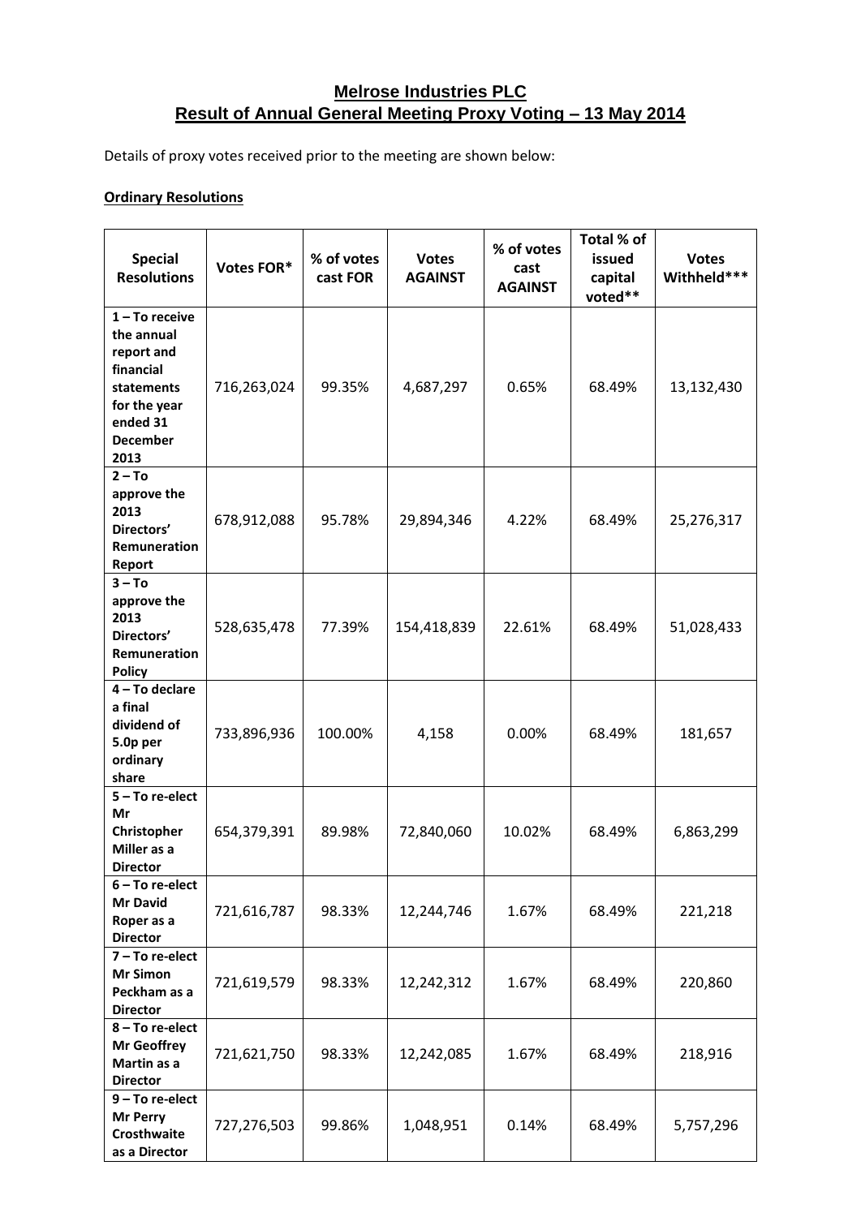## **Melrose Industries PLC**
## **Result of Annual General Meeting Proxy Voting – 13 May 2014**

Details of proxy votes received prior to the meeting are shown below:

**Ordinary Resolutions**

| Special Resolutions | Votes FOR* | % of votes cast FOR | Votes AGAINST | % of votes cast AGAINST | Total % of issued capital voted** | Votes Withheld*** |
|---|---|---|---|---|---|---|
| **1 – To receive the annual report and financial statements for the year ended 31 December 2013** | 716,263,024 | 99.35% | 4,687,297 | 0.65% | 68.49% | 13,132,430 |
| **2 – To approve the 2013 Directors' Remuneration Report** | 678,912,088 | 95.78% | 29,894,346 | 4.22% | 68.49% | 25,276,317 |
| **3 – To approve the 2013 Directors' Remuneration Policy** | 528,635,478 | 77.39% | 154,418,839 | 22.61% | 68.49% | 51,028,433 |
| **4 – To declare a final dividend of 5.0p per ordinary share** | 733,896,936 | 100.00% | 4,158 | 0.00% | 68.49% | 181,657 |
| **5 – To re-elect Mr Christopher Miller as a Director** | 654,379,391 | 89.98% | 72,840,060 | 10.02% | 68.49% | 6,863,299 |
| **6 – To re-elect Mr David Roper as a Director** | 721,616,787 | 98.33% | 12,244,746 | 1.67% | 68.49% | 221,218 |
| **7 – To re-elect Mr Simon Peckham as a Director** | 721,619,579 | 98.33% | 12,242,312 | 1.67% | 68.49% | 220,860 |
| **8 – To re-elect Mr Geoffrey Martin as a Director** | 721,621,750 | 98.33% | 12,242,085 | 1.67% | 68.49% | 218,916 |
| **9 – To re-elect Mr Perry Crosthwaite as a Director** | 727,276,503 | 99.86% | 1,048,951 | 0.14% | 68.49% | 5,757,296 |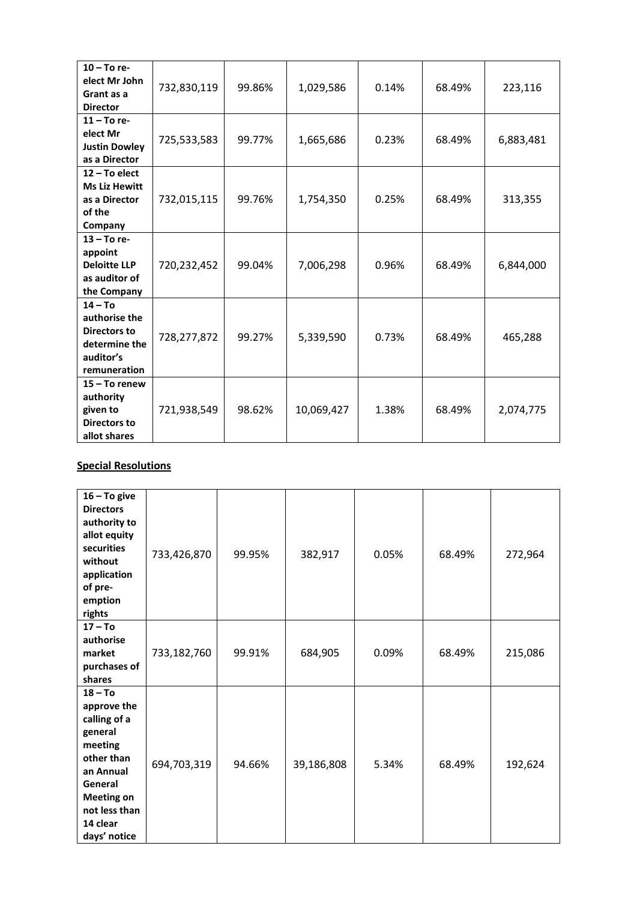| | | | | | | |
|---|---|---|---|---|---|---|
| **10 – To re-elect Mr John Grant as a Director** | 732,830,119 | 99.86% | 1,029,586 | 0.14% | 68.49% | 223,116 |
| **11 – To re-elect Mr Justin Dowley as a Director** | 725,533,583 | 99.77% | 1,665,686 | 0.23% | 68.49% | 6,883,481 |
| **12 – To elect Ms Liz Hewitt as a Director of the Company** | 732,015,115 | 99.76% | 1,754,350 | 0.25% | 68.49% | 313,355 |
| **13 – To re-appoint Deloitte LLP as auditor of the Company** | 720,232,452 | 99.04% | 7,006,298 | 0.96% | 68.49% | 6,844,000 |
| **14 – To authorise the Directors to determine the auditor's remuneration** | 728,277,872 | 99.27% | 5,339,590 | 0.73% | 68.49% | 465,288 |
| **15 – To renew authority given to Directors to allot shares** | 721,938,549 | 98.62% | 10,069,427 | 1.38% | 68.49% | 2,074,775 |

**Special Resolutions**

| | | | | | | |
|---|---|---|---|---|---|---|
| **16 – To give Directors authority to allot equity securities without application of pre-emption rights** | 733,426,870 | 99.95% | 382,917 | 0.05% | 68.49% | 272,964 |
| **17 – To authorise market purchases of shares** | 733,182,760 | 99.91% | 684,905 | 0.09% | 68.49% | 215,086 |
| **18 – To approve the calling of a general meeting other than an Annual General Meeting on not less than 14 clear days' notice** | 694,703,319 | 94.66% | 39,186,808 | 5.34% | 68.49% | 192,624 |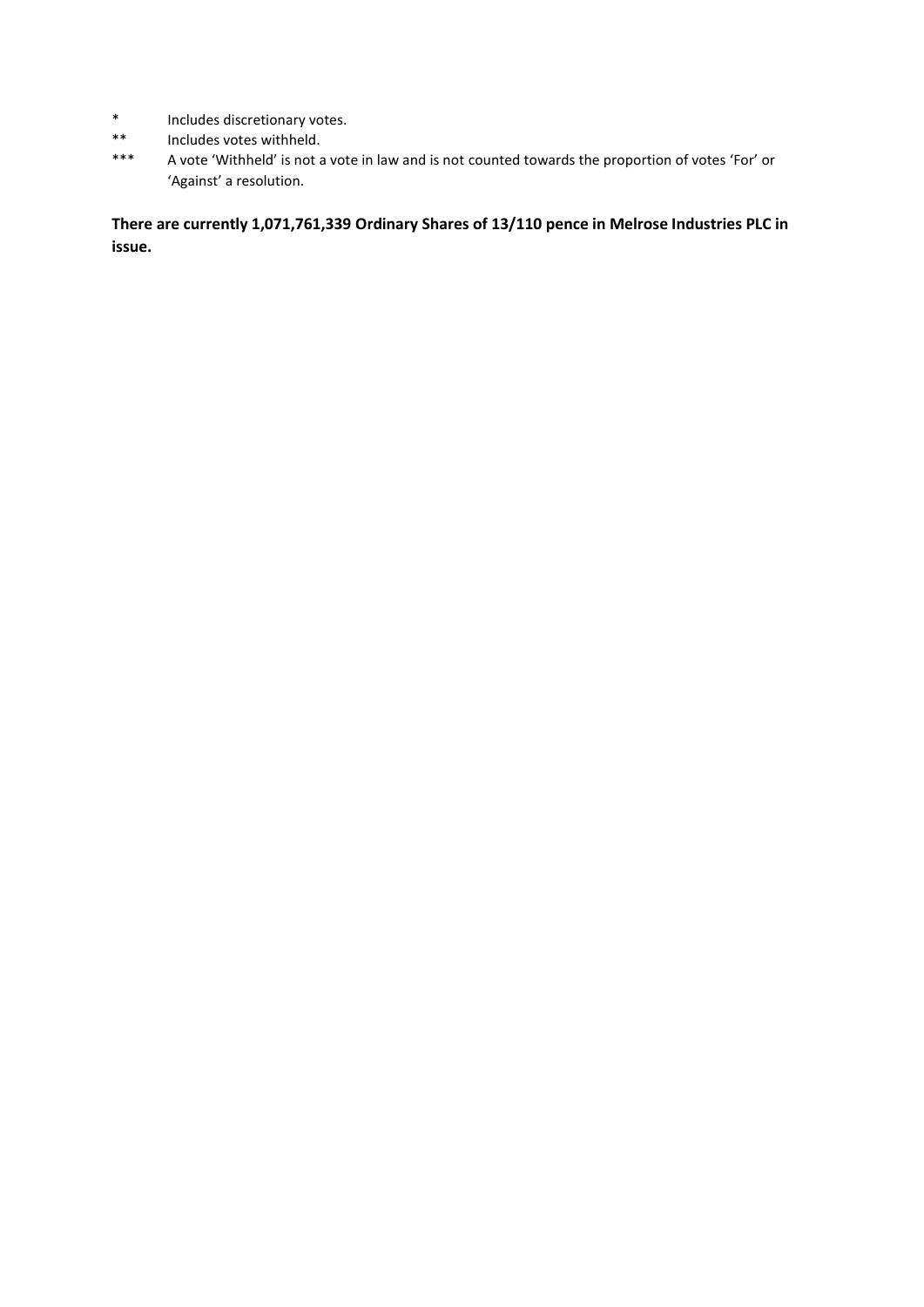\*	Includes discretionary votes.

\*\*	Includes votes withheld.

\*\*\*	A vote 'Withheld' is not a vote in law and is not counted towards the proportion of votes 'For' or 'Against' a resolution.

**There are currently 1,071,761,339 Ordinary Shares of 13/110 pence in Melrose Industries PLC in issue.**